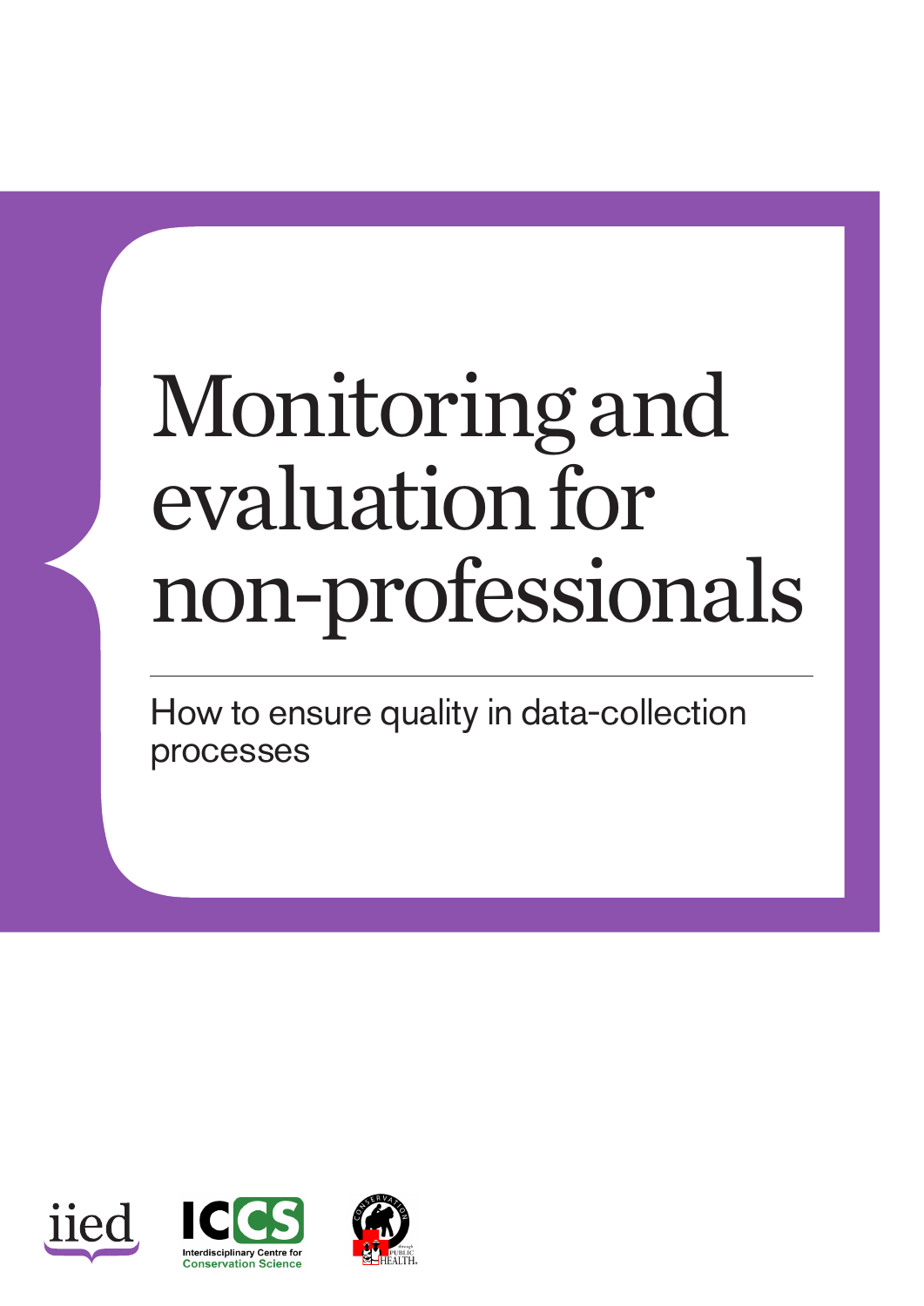# Monitoring and evaluation for non-professionals

## How to ensure quality in data-collection processes

iied

ICCS Interdisciplinary Centre for Conservation Science

Conservation through Public Health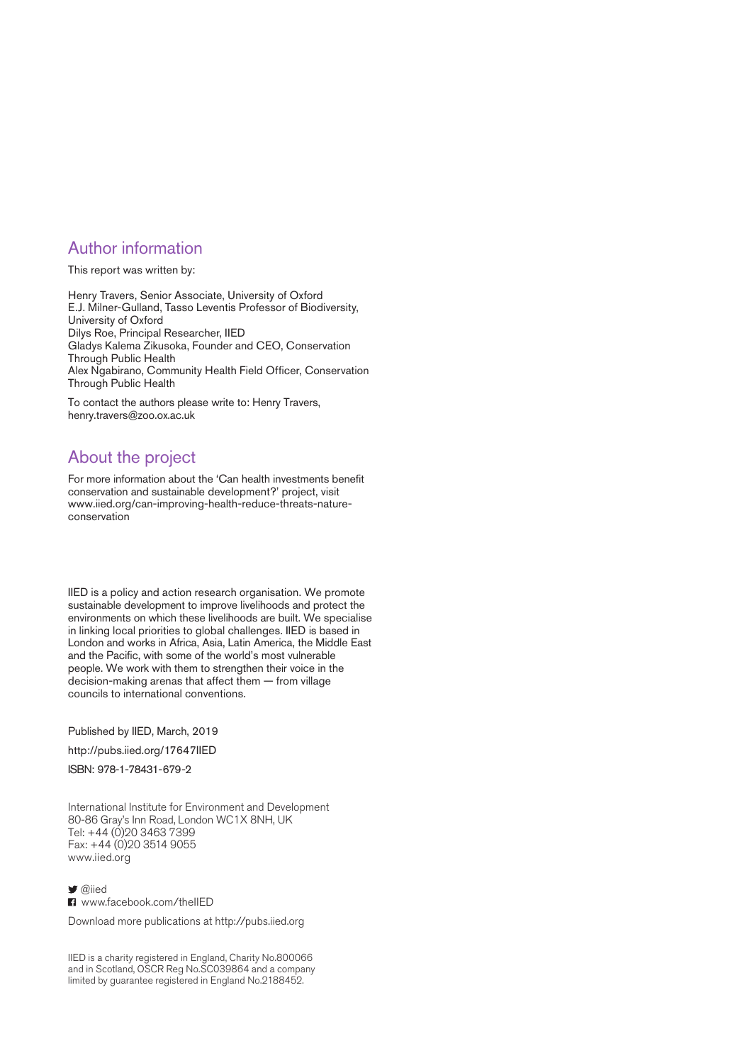## Author information

This report was written by:

Henry Travers, Senior Associate, University of Oxford
E.J. Milner-Gulland, Tasso Leventis Professor of Biodiversity, University of Oxford
Dilys Roe, Principal Researcher, IIED
Gladys Kalema Zikusoka, Founder and CEO, Conservation Through Public Health
Alex Ngabirano, Community Health Field Officer, Conservation Through Public Health

To contact the authors please write to: Henry Travers, henry.travers@zoo.ox.ac.uk

## About the project

For more information about the 'Can health investments benefit conservation and sustainable development?' project, visit www.iied.org/can-improving-health-reduce-threats-nature-conservation

IIED is a policy and action research organisation. We promote sustainable development to improve livelihoods and protect the environments on which these livelihoods are built. We specialise in linking local priorities to global challenges. IIED is based in London and works in Africa, Asia, Latin America, the Middle East and the Pacific, with some of the world's most vulnerable people. We work with them to strengthen their voice in the decision-making arenas that affect them — from village councils to international conventions.

Published by IIED, March, 2019

http://pubs.iied.org/17647IIED

ISBN: 978-1-78431-679-2

International Institute for Environment and Development
80-86 Gray's Inn Road, London WC1X 8NH, UK
Tel: +44 (0)20 3463 7399
Fax: +44 (0)20 3514 9055
www.iied.org

@iied
www.facebook.com/theIIED

Download more publications at http://pubs.iied.org

IIED is a charity registered in England, Charity No.800066 and in Scotland, OSCR Reg No.SC039864 and a company limited by guarantee registered in England No.2188452.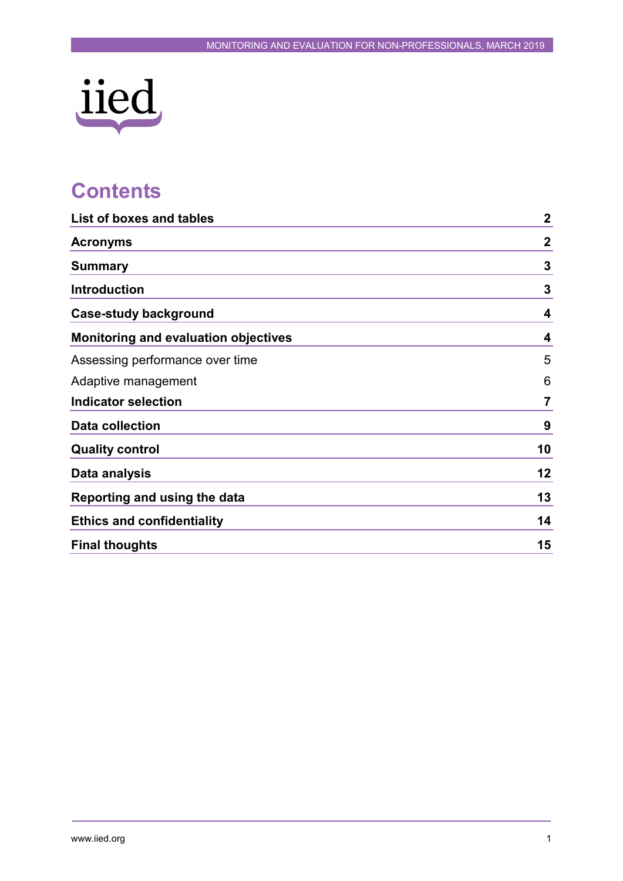# Contents

| | |
|---|---|
| **List of boxes and tables** | **2** |
| **Acronyms** | **2** |
| **Summary** | **3** |
| **Introduction** | **3** |
| **Case-study background** | **4** |
| **Monitoring and evaluation objectives** | **4** |
| Assessing performance over time | 5 |
| Adaptive management | 6 |
| **Indicator selection** | **7** |
| **Data collection** | **9** |
| **Quality control** | **10** |
| **Data analysis** | **12** |
| **Reporting and using the data** | **13** |
| **Ethics and confidentiality** | **14** |
| **Final thoughts** | **15** |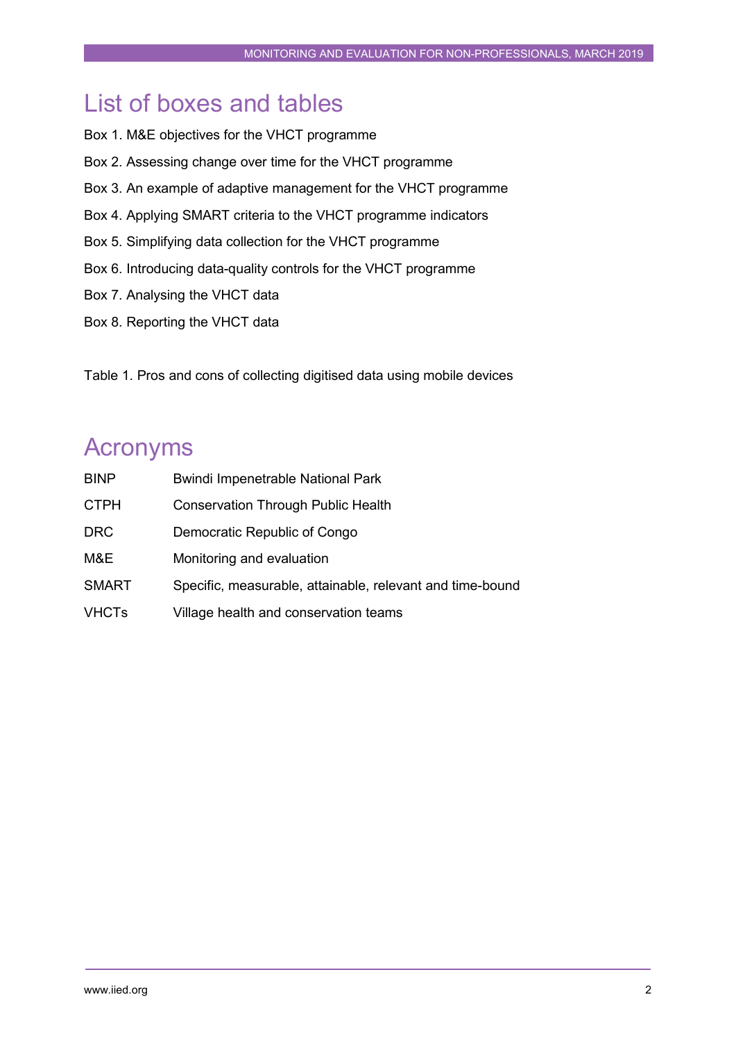# List of boxes and tables

Box 1. M&E objectives for the VHCT programme

Box 2. Assessing change over time for the VHCT programme

Box 3. An example of adaptive management for the VHCT programme

Box 4. Applying SMART criteria to the VHCT programme indicators

Box 5. Simplifying data collection for the VHCT programme

Box 6. Introducing data-quality controls for the VHCT programme

Box 7. Analysing the VHCT data

Box 8. Reporting the VHCT data

Table 1. Pros and cons of collecting digitised data using mobile devices

# Acronyms

| | |
|---|---|
| BINP | Bwindi Impenetrable National Park |
| CTPH | Conservation Through Public Health |
| DRC | Democratic Republic of Congo |
| M&E | Monitoring and evaluation |
| SMART | Specific, measurable, attainable, relevant and time-bound |
| VHCTs | Village health and conservation teams |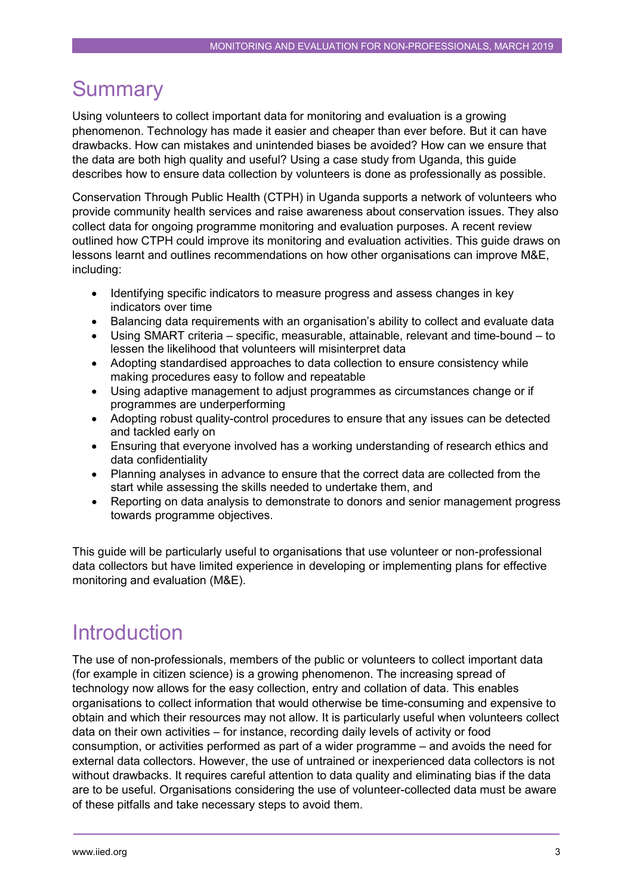# Summary

Using volunteers to collect important data for monitoring and evaluation is a growing phenomenon. Technology has made it easier and cheaper than ever before. But it can have drawbacks. How can mistakes and unintended biases be avoided? How can we ensure that the data are both high quality and useful? Using a case study from Uganda, this guide describes how to ensure data collection by volunteers is done as professionally as possible.

Conservation Through Public Health (CTPH) in Uganda supports a network of volunteers who provide community health services and raise awareness about conservation issues. They also collect data for ongoing programme monitoring and evaluation purposes. A recent review outlined how CTPH could improve its monitoring and evaluation activities. This guide draws on lessons learnt and outlines recommendations on how other organisations can improve M&E, including:

- Identifying specific indicators to measure progress and assess changes in key indicators over time
- Balancing data requirements with an organisation's ability to collect and evaluate data
- Using SMART criteria – specific, measurable, attainable, relevant and time-bound – to lessen the likelihood that volunteers will misinterpret data
- Adopting standardised approaches to data collection to ensure consistency while making procedures easy to follow and repeatable
- Using adaptive management to adjust programmes as circumstances change or if programmes are underperforming
- Adopting robust quality-control procedures to ensure that any issues can be detected and tackled early on
- Ensuring that everyone involved has a working understanding of research ethics and data confidentiality
- Planning analyses in advance to ensure that the correct data are collected from the start while assessing the skills needed to undertake them, and
- Reporting on data analysis to demonstrate to donors and senior management progress towards programme objectives.

This guide will be particularly useful to organisations that use volunteer or non-professional data collectors but have limited experience in developing or implementing plans for effective monitoring and evaluation (M&E).

# Introduction

The use of non-professionals, members of the public or volunteers to collect important data (for example in citizen science) is a growing phenomenon. The increasing spread of technology now allows for the easy collection, entry and collation of data. This enables organisations to collect information that would otherwise be time-consuming and expensive to obtain and which their resources may not allow. It is particularly useful when volunteers collect data on their own activities – for instance, recording daily levels of activity or food consumption, or activities performed as part of a wider programme – and avoids the need for external data collectors. However, the use of untrained or inexperienced data collectors is not without drawbacks. It requires careful attention to data quality and eliminating bias if the data are to be useful. Organisations considering the use of volunteer-collected data must be aware of these pitfalls and take necessary steps to avoid them.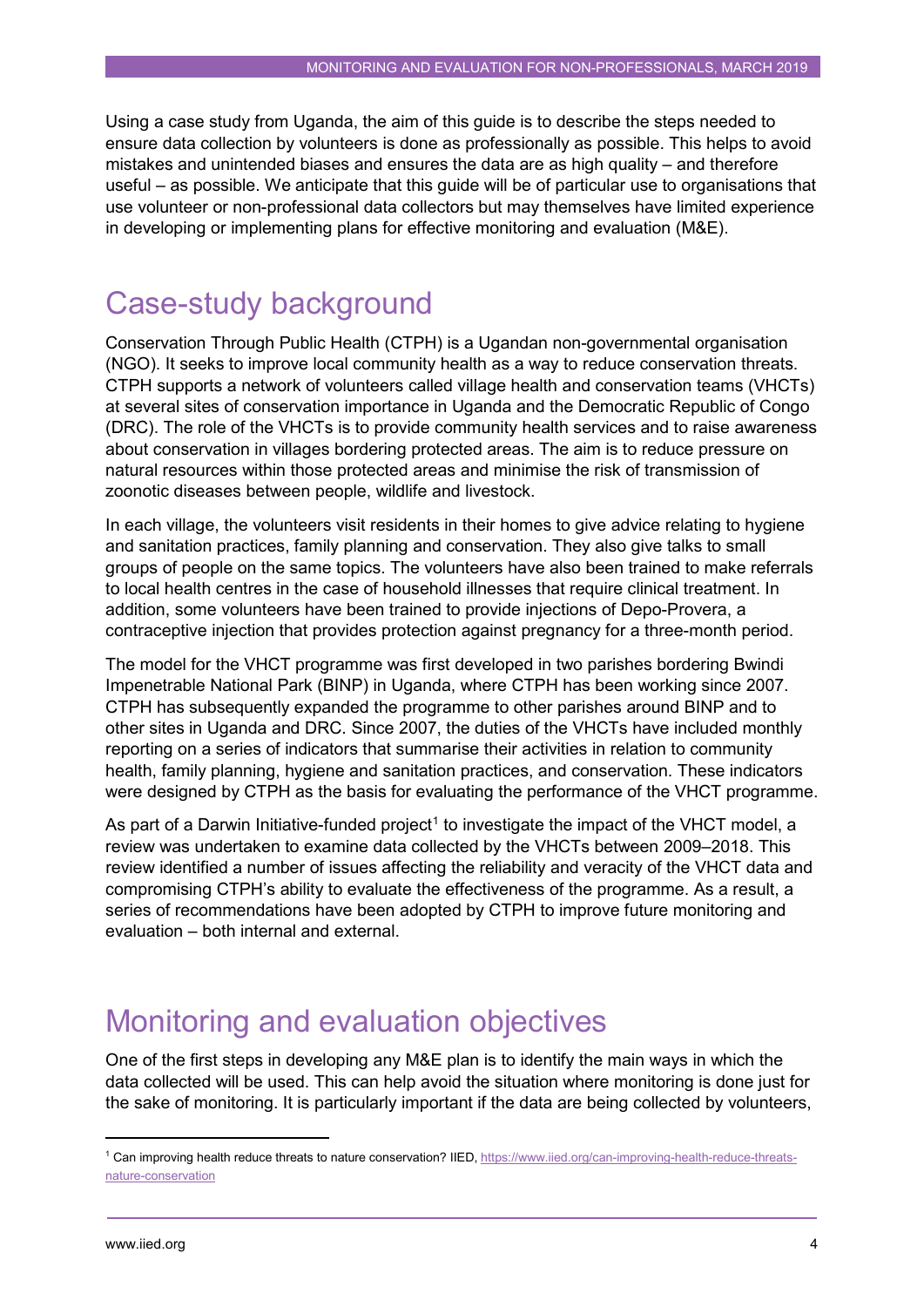Using a case study from Uganda, the aim of this guide is to describe the steps needed to ensure data collection by volunteers is done as professionally as possible. This helps to avoid mistakes and unintended biases and ensures the data are as high quality – and therefore useful – as possible. We anticipate that this guide will be of particular use to organisations that use volunteer or non-professional data collectors but may themselves have limited experience in developing or implementing plans for effective monitoring and evaluation (M&E).

# Case-study background

Conservation Through Public Health (CTPH) is a Ugandan non-governmental organisation (NGO). It seeks to improve local community health as a way to reduce conservation threats. CTPH supports a network of volunteers called village health and conservation teams (VHCTs) at several sites of conservation importance in Uganda and the Democratic Republic of Congo (DRC). The role of the VHCTs is to provide community health services and to raise awareness about conservation in villages bordering protected areas. The aim is to reduce pressure on natural resources within those protected areas and minimise the risk of transmission of zoonotic diseases between people, wildlife and livestock.

In each village, the volunteers visit residents in their homes to give advice relating to hygiene and sanitation practices, family planning and conservation. They also give talks to small groups of people on the same topics. The volunteers have also been trained to make referrals to local health centres in the case of household illnesses that require clinical treatment. In addition, some volunteers have been trained to provide injections of Depo-Provera, a contraceptive injection that provides protection against pregnancy for a three-month period.

The model for the VHCT programme was first developed in two parishes bordering Bwindi Impenetrable National Park (BINP) in Uganda, where CTPH has been working since 2007. CTPH has subsequently expanded the programme to other parishes around BINP and to other sites in Uganda and DRC. Since 2007, the duties of the VHCTs have included monthly reporting on a series of indicators that summarise their activities in relation to community health, family planning, hygiene and sanitation practices, and conservation. These indicators were designed by CTPH as the basis for evaluating the performance of the VHCT programme.

As part of a Darwin Initiative-funded project[1] to investigate the impact of the VHCT model, a review was undertaken to examine data collected by the VHCTs between 2009–2018. This review identified a number of issues affecting the reliability and veracity of the VHCT data and compromising CTPH's ability to evaluate the effectiveness of the programme. As a result, a series of recommendations have been adopted by CTPH to improve future monitoring and evaluation – both internal and external.

# Monitoring and evaluation objectives

One of the first steps in developing any M&E plan is to identify the main ways in which the data collected will be used. This can help avoid the situation where monitoring is done just for the sake of monitoring. It is particularly important if the data are being collected by volunteers,

[1] Can improving health reduce threats to nature conservation? IIED, https://www.iied.org/can-improving-health-reduce-threats-nature-conservation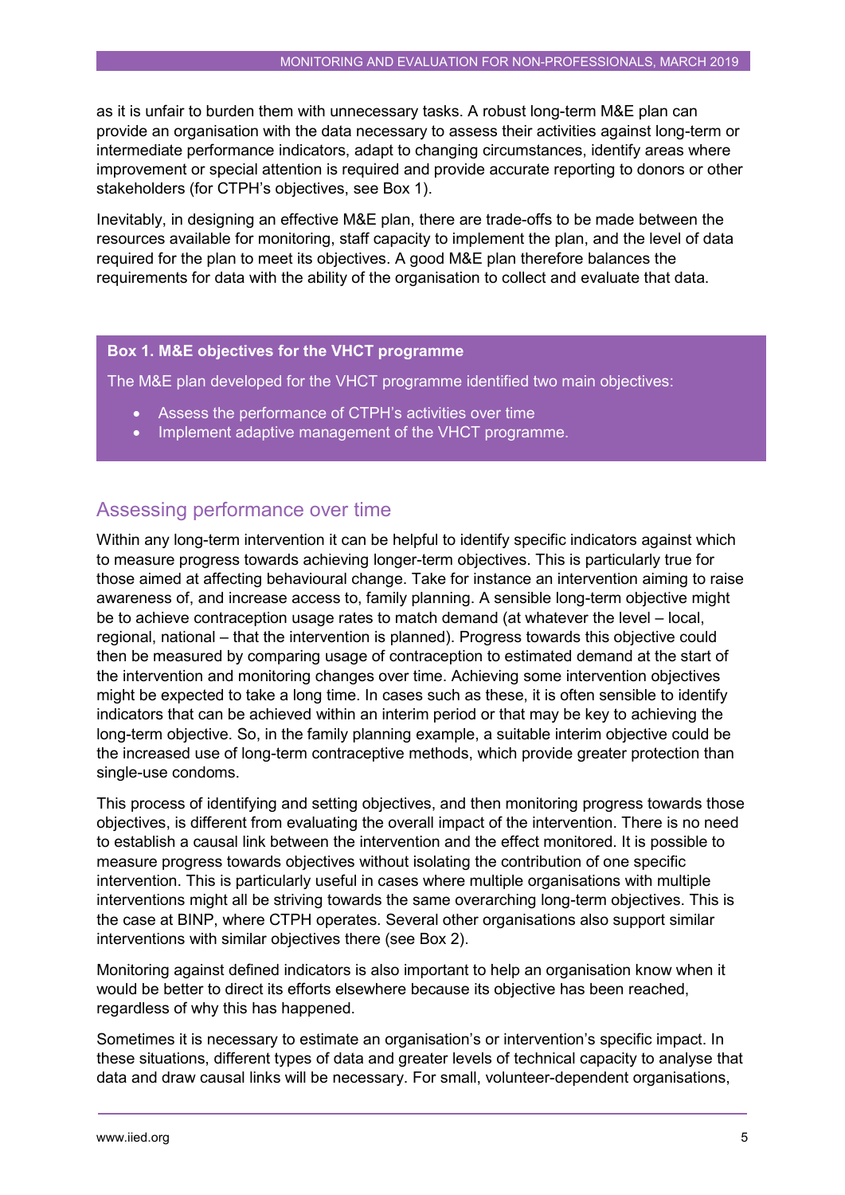as it is unfair to burden them with unnecessary tasks. A robust long-term M&E plan can provide an organisation with the data necessary to assess their activities against long-term or intermediate performance indicators, adapt to changing circumstances, identify areas where improvement or special attention is required and provide accurate reporting to donors or other stakeholders (for CTPH's objectives, see Box 1).

Inevitably, in designing an effective M&E plan, there are trade-offs to be made between the resources available for monitoring, staff capacity to implement the plan, and the level of data required for the plan to meet its objectives. A good M&E plan therefore balances the requirements for data with the ability of the organisation to collect and evaluate that data.

**Box 1. M&E objectives for the VHCT programme**

The M&E plan developed for the VHCT programme identified two main objectives:

- Assess the performance of CTPH's activities over time
- Implement adaptive management of the VHCT programme.

## Assessing performance over time

Within any long-term intervention it can be helpful to identify specific indicators against which to measure progress towards achieving longer-term objectives. This is particularly true for those aimed at affecting behavioural change. Take for instance an intervention aiming to raise awareness of, and increase access to, family planning. A sensible long-term objective might be to achieve contraception usage rates to match demand (at whatever the level – local, regional, national – that the intervention is planned). Progress towards this objective could then be measured by comparing usage of contraception to estimated demand at the start of the intervention and monitoring changes over time. Achieving some intervention objectives might be expected to take a long time. In cases such as these, it is often sensible to identify indicators that can be achieved within an interim period or that may be key to achieving the long-term objective. So, in the family planning example, a suitable interim objective could be the increased use of long-term contraceptive methods, which provide greater protection than single-use condoms.

This process of identifying and setting objectives, and then monitoring progress towards those objectives, is different from evaluating the overall impact of the intervention. There is no need to establish a causal link between the intervention and the effect monitored. It is possible to measure progress towards objectives without isolating the contribution of one specific intervention. This is particularly useful in cases where multiple organisations with multiple interventions might all be striving towards the same overarching long-term objectives. This is the case at BINP, where CTPH operates. Several other organisations also support similar interventions with similar objectives there (see Box 2).

Monitoring against defined indicators is also important to help an organisation know when it would be better to direct its efforts elsewhere because its objective has been reached, regardless of why this has happened.

Sometimes it is necessary to estimate an organisation's or intervention's specific impact. In these situations, different types of data and greater levels of technical capacity to analyse that data and draw causal links will be necessary. For small, volunteer-dependent organisations,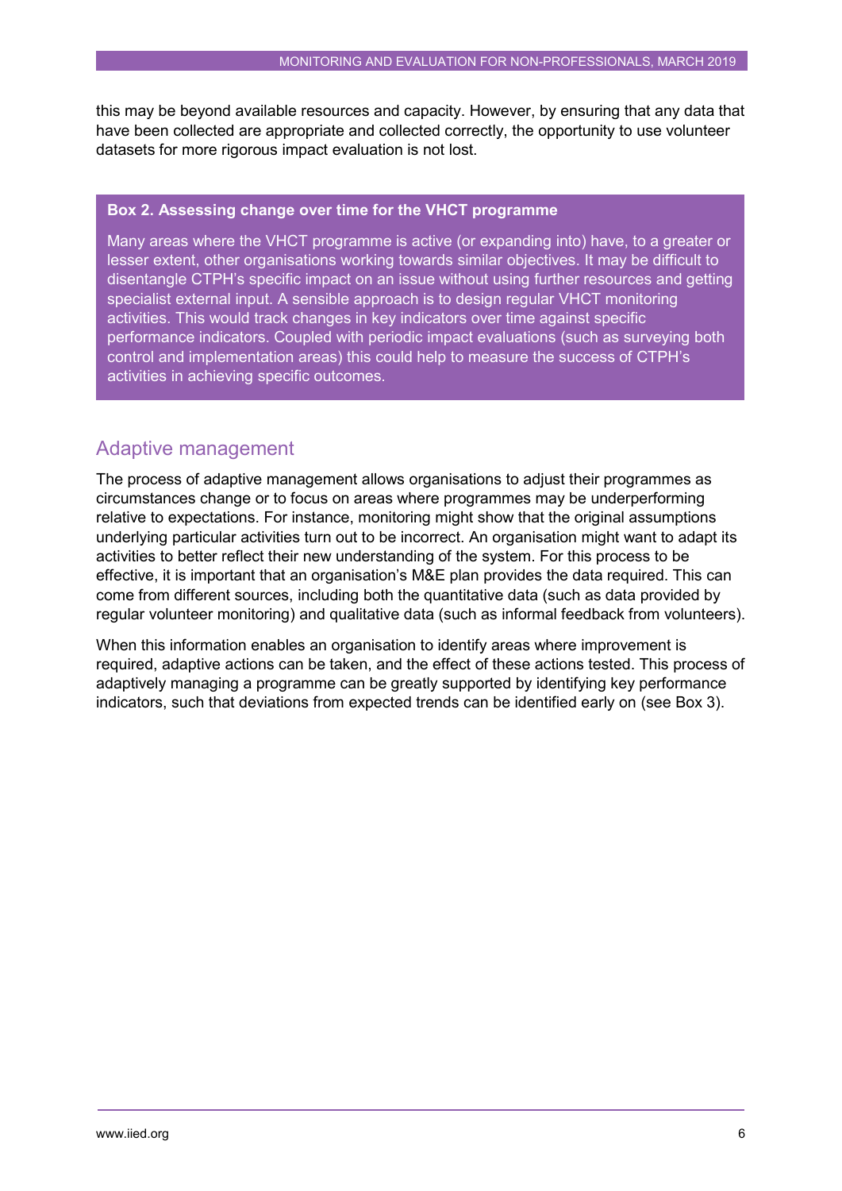this may be beyond available resources and capacity. However, by ensuring that any data that have been collected are appropriate and collected correctly, the opportunity to use volunteer datasets for more rigorous impact evaluation is not lost.

**Box 2. Assessing change over time for the VHCT programme**

Many areas where the VHCT programme is active (or expanding into) have, to a greater or lesser extent, other organisations working towards similar objectives. It may be difficult to disentangle CTPH's specific impact on an issue without using further resources and getting specialist external input. A sensible approach is to design regular VHCT monitoring activities. This would track changes in key indicators over time against specific performance indicators. Coupled with periodic impact evaluations (such as surveying both control and implementation areas) this could help to measure the success of CTPH's activities in achieving specific outcomes.

## Adaptive management

The process of adaptive management allows organisations to adjust their programmes as circumstances change or to focus on areas where programmes may be underperforming relative to expectations. For instance, monitoring might show that the original assumptions underlying particular activities turn out to be incorrect. An organisation might want to adapt its activities to better reflect their new understanding of the system. For this process to be effective, it is important that an organisation's M&E plan provides the data required. This can come from different sources, including both the quantitative data (such as data provided by regular volunteer monitoring) and qualitative data (such as informal feedback from volunteers).

When this information enables an organisation to identify areas where improvement is required, adaptive actions can be taken, and the effect of these actions tested. This process of adaptively managing a programme can be greatly supported by identifying key performance indicators, such that deviations from expected trends can be identified early on (see Box 3).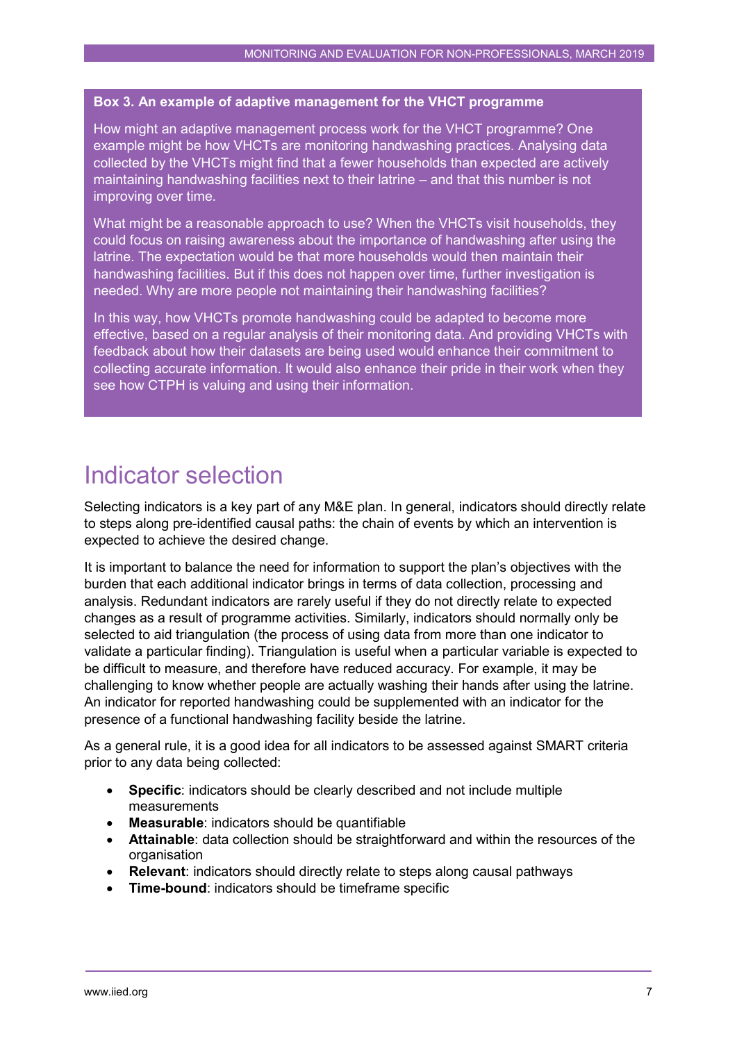**Box 3. An example of adaptive management for the VHCT programme**

How might an adaptive management process work for the VHCT programme? One example might be how VHCTs are monitoring handwashing practices. Analysing data collected by the VHCTs might find that a fewer households than expected are actively maintaining handwashing facilities next to their latrine – and that this number is not improving over time.

What might be a reasonable approach to use? When the VHCTs visit households, they could focus on raising awareness about the importance of handwashing after using the latrine. The expectation would be that more households would then maintain their handwashing facilities. But if this does not happen over time, further investigation is needed. Why are more people not maintaining their handwashing facilities?

In this way, how VHCTs promote handwashing could be adapted to become more effective, based on a regular analysis of their monitoring data. And providing VHCTs with feedback about how their datasets are being used would enhance their commitment to collecting accurate information. It would also enhance their pride in their work when they see how CTPH is valuing and using their information.

# Indicator selection

Selecting indicators is a key part of any M&E plan. In general, indicators should directly relate to steps along pre-identified causal paths: the chain of events by which an intervention is expected to achieve the desired change.

It is important to balance the need for information to support the plan's objectives with the burden that each additional indicator brings in terms of data collection, processing and analysis. Redundant indicators are rarely useful if they do not directly relate to expected changes as a result of programme activities. Similarly, indicators should normally only be selected to aid triangulation (the process of using data from more than one indicator to validate a particular finding). Triangulation is useful when a particular variable is expected to be difficult to measure, and therefore have reduced accuracy. For example, it may be challenging to know whether people are actually washing their hands after using the latrine. An indicator for reported handwashing could be supplemented with an indicator for the presence of a functional handwashing facility beside the latrine.

As a general rule, it is a good idea for all indicators to be assessed against SMART criteria prior to any data being collected:

- **Specific**: indicators should be clearly described and not include multiple measurements
- **Measurable**: indicators should be quantifiable
- **Attainable**: data collection should be straightforward and within the resources of the organisation
- **Relevant**: indicators should directly relate to steps along causal pathways
- **Time-bound**: indicators should be timeframe specific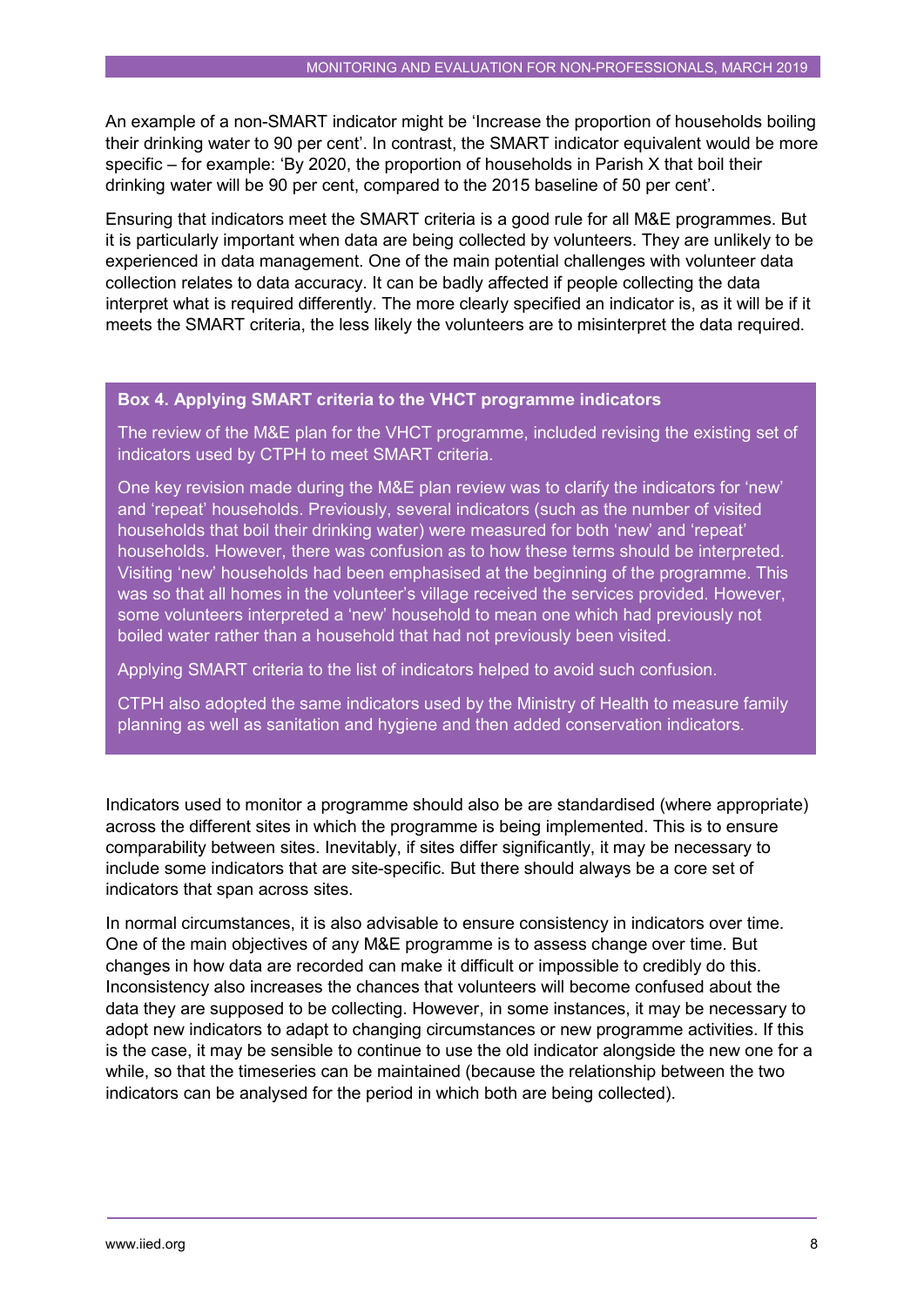An example of a non-SMART indicator might be 'Increase the proportion of households boiling their drinking water to 90 per cent'. In contrast, the SMART indicator equivalent would be more specific – for example: 'By 2020, the proportion of households in Parish X that boil their drinking water will be 90 per cent, compared to the 2015 baseline of 50 per cent'.

Ensuring that indicators meet the SMART criteria is a good rule for all M&E programmes. But it is particularly important when data are being collected by volunteers. They are unlikely to be experienced in data management. One of the main potential challenges with volunteer data collection relates to data accuracy. It can be badly affected if people collecting the data interpret what is required differently. The more clearly specified an indicator is, as it will be if it meets the SMART criteria, the less likely the volunteers are to misinterpret the data required.

> **Box 4. Applying SMART criteria to the VHCT programme indicators**
>
> The review of the M&E plan for the VHCT programme, included revising the existing set of indicators used by CTPH to meet SMART criteria.
>
> One key revision made during the M&E plan review was to clarify the indicators for 'new' and 'repeat' households. Previously, several indicators (such as the number of visited households that boil their drinking water) were measured for both 'new' and 'repeat' households. However, there was confusion as to how these terms should be interpreted. Visiting 'new' households had been emphasised at the beginning of the programme. This was so that all homes in the volunteer's village received the services provided. However, some volunteers interpreted a 'new' household to mean one which had previously not boiled water rather than a household that had not previously been visited.
>
> Applying SMART criteria to the list of indicators helped to avoid such confusion.
>
> CTPH also adopted the same indicators used by the Ministry of Health to measure family planning as well as sanitation and hygiene and then added conservation indicators.

Indicators used to monitor a programme should also be are standardised (where appropriate) across the different sites in which the programme is being implemented. This is to ensure comparability between sites. Inevitably, if sites differ significantly, it may be necessary to include some indicators that are site-specific. But there should always be a core set of indicators that span across sites.

In normal circumstances, it is also advisable to ensure consistency in indicators over time. One of the main objectives of any M&E programme is to assess change over time. But changes in how data are recorded can make it difficult or impossible to credibly do this. Inconsistency also increases the chances that volunteers will become confused about the data they are supposed to be collecting. However, in some instances, it may be necessary to adopt new indicators to adapt to changing circumstances or new programme activities. If this is the case, it may be sensible to continue to use the old indicator alongside the new one for a while, so that the timeseries can be maintained (because the relationship between the two indicators can be analysed for the period in which both are being collected).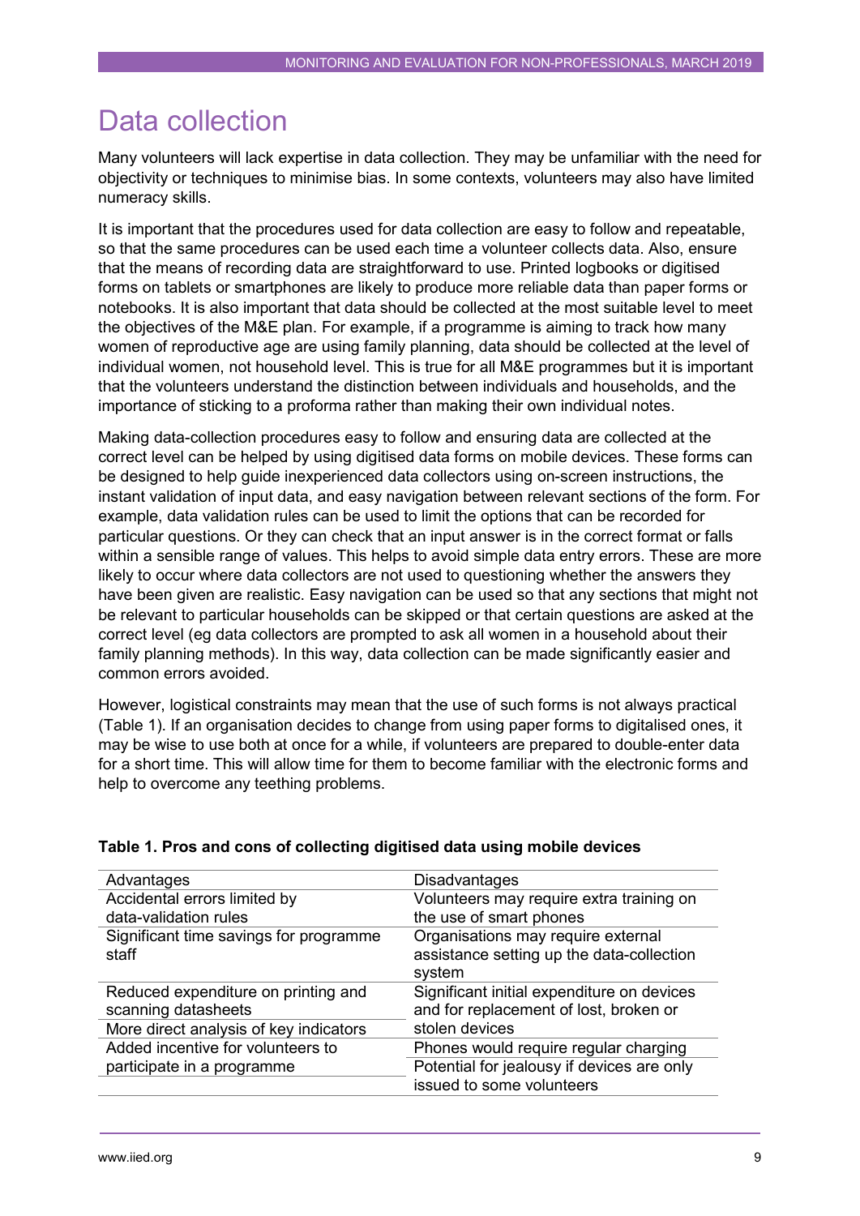# Data collection

Many volunteers will lack expertise in data collection. They may be unfamiliar with the need for objectivity or techniques to minimise bias. In some contexts, volunteers may also have limited numeracy skills.

It is important that the procedures used for data collection are easy to follow and repeatable, so that the same procedures can be used each time a volunteer collects data. Also, ensure that the means of recording data are straightforward to use. Printed logbooks or digitised forms on tablets or smartphones are likely to produce more reliable data than paper forms or notebooks. It is also important that data should be collected at the most suitable level to meet the objectives of the M&E plan. For example, if a programme is aiming to track how many women of reproductive age are using family planning, data should be collected at the level of individual women, not household level. This is true for all M&E programmes but it is important that the volunteers understand the distinction between individuals and households, and the importance of sticking to a proforma rather than making their own individual notes.

Making data-collection procedures easy to follow and ensuring data are collected at the correct level can be helped by using digitised data forms on mobile devices. These forms can be designed to help guide inexperienced data collectors using on-screen instructions, the instant validation of input data, and easy navigation between relevant sections of the form. For example, data validation rules can be used to limit the options that can be recorded for particular questions. Or they can check that an input answer is in the correct format or falls within a sensible range of values. This helps to avoid simple data entry errors. These are more likely to occur where data collectors are not used to questioning whether the answers they have been given are realistic. Easy navigation can be used so that any sections that might not be relevant to particular households can be skipped or that certain questions are asked at the correct level (eg data collectors are prompted to ask all women in a household about their family planning methods). In this way, data collection can be made significantly easier and common errors avoided.

However, logistical constraints may mean that the use of such forms is not always practical (Table 1). If an organisation decides to change from using paper forms to digitalised ones, it may be wise to use both at once for a while, if volunteers are prepared to double-enter data for a short time. This will allow time for them to become familiar with the electronic forms and help to overcome any teething problems.

**Table 1. Pros and cons of collecting digitised data using mobile devices**

| Advantages | Disadvantages |
|---|---|
| Accidental errors limited by data-validation rules | Volunteers may require extra training on the use of smart phones |
| Significant time savings for programme staff | Organisations may require external assistance setting up the data-collection system |
| Reduced expenditure on printing and scanning datasheets | Significant initial expenditure on devices and for replacement of lost, broken or stolen devices |
| More direct analysis of key indicators | |
| Added incentive for volunteers to participate in a programme | Phones would require regular charging |
| | Potential for jealousy if devices are only issued to some volunteers |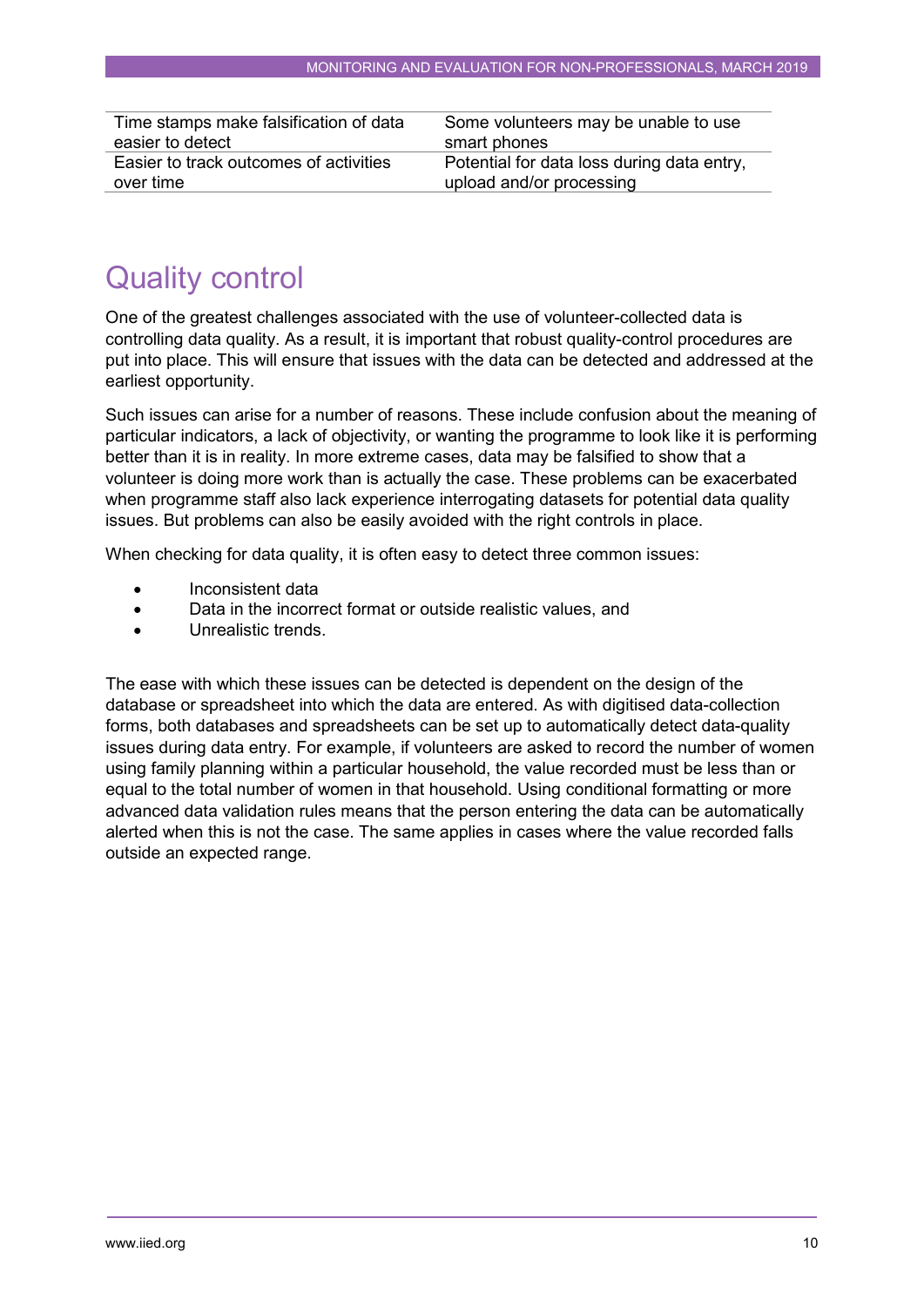| | |
|---|---|
| Time stamps make falsification of data easier to detect | Some volunteers may be unable to use smart phones |
| Easier to track outcomes of activities over time | Potential for data loss during data entry, upload and/or processing |

## Quality control

One of the greatest challenges associated with the use of volunteer-collected data is controlling data quality. As a result, it is important that robust quality-control procedures are put into place. This will ensure that issues with the data can be detected and addressed at the earliest opportunity.

Such issues can arise for a number of reasons. These include confusion about the meaning of particular indicators, a lack of objectivity, or wanting the programme to look like it is performing better than it is in reality. In more extreme cases, data may be falsified to show that a volunteer is doing more work than is actually the case. These problems can be exacerbated when programme staff also lack experience interrogating datasets for potential data quality issues. But problems can also be easily avoided with the right controls in place.

When checking for data quality, it is often easy to detect three common issues:

- Inconsistent data
- Data in the incorrect format or outside realistic values, and
- Unrealistic trends.

The ease with which these issues can be detected is dependent on the design of the database or spreadsheet into which the data are entered. As with digitised data-collection forms, both databases and spreadsheets can be set up to automatically detect data-quality issues during data entry. For example, if volunteers are asked to record the number of women using family planning within a particular household, the value recorded must be less than or equal to the total number of women in that household. Using conditional formatting or more advanced data validation rules means that the person entering the data can be automatically alerted when this is not the case. The same applies in cases where the value recorded falls outside an expected range.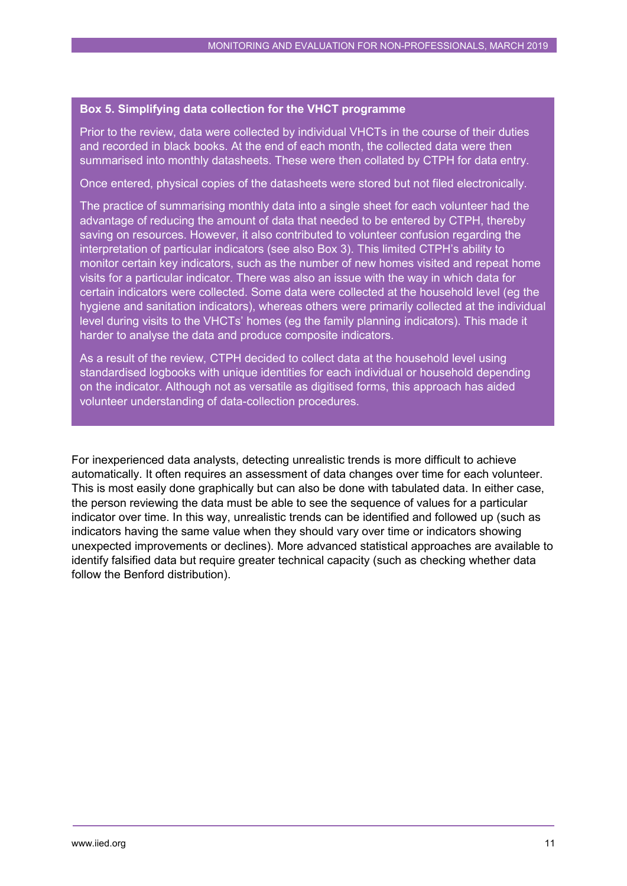**Box 5. Simplifying data collection for the VHCT programme**

Prior to the review, data were collected by individual VHCTs in the course of their duties and recorded in black books. At the end of each month, the collected data were then summarised into monthly datasheets. These were then collated by CTPH for data entry.

Once entered, physical copies of the datasheets were stored but not filed electronically.

The practice of summarising monthly data into a single sheet for each volunteer had the advantage of reducing the amount of data that needed to be entered by CTPH, thereby saving on resources. However, it also contributed to volunteer confusion regarding the interpretation of particular indicators (see also Box 3). This limited CTPH's ability to monitor certain key indicators, such as the number of new homes visited and repeat home visits for a particular indicator. There was also an issue with the way in which data for certain indicators were collected. Some data were collected at the household level (eg the hygiene and sanitation indicators), whereas others were primarily collected at the individual level during visits to the VHCTs' homes (eg the family planning indicators). This made it harder to analyse the data and produce composite indicators.

As a result of the review, CTPH decided to collect data at the household level using standardised logbooks with unique identities for each individual or household depending on the indicator. Although not as versatile as digitised forms, this approach has aided volunteer understanding of data-collection procedures.

For inexperienced data analysts, detecting unrealistic trends is more difficult to achieve automatically. It often requires an assessment of data changes over time for each volunteer. This is most easily done graphically but can also be done with tabulated data. In either case, the person reviewing the data must be able to see the sequence of values for a particular indicator over time. In this way, unrealistic trends can be identified and followed up (such as indicators having the same value when they should vary over time or indicators showing unexpected improvements or declines). More advanced statistical approaches are available to identify falsified data but require greater technical capacity (such as checking whether data follow the Benford distribution).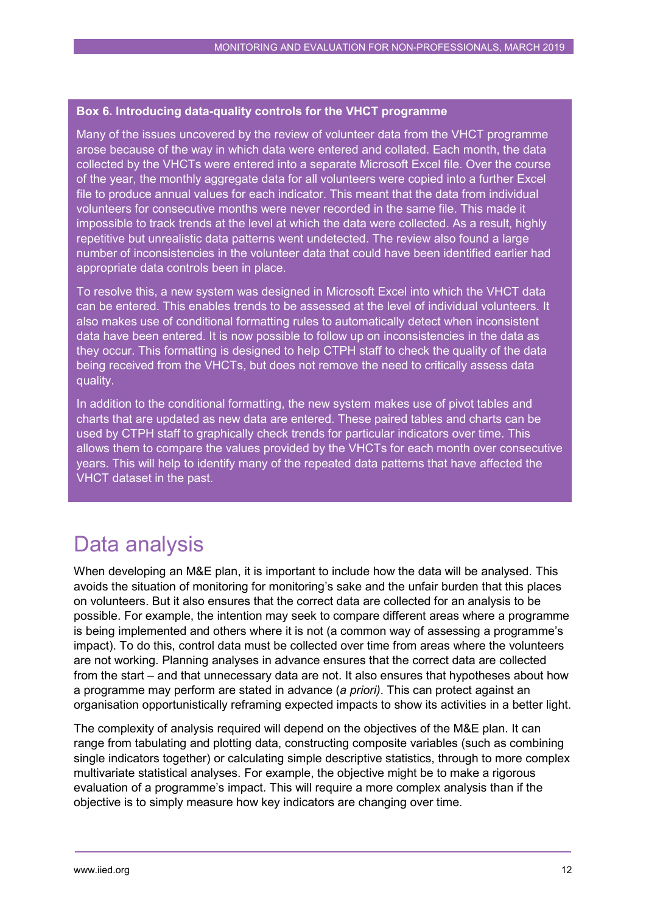**Box 6. Introducing data-quality controls for the VHCT programme**

Many of the issues uncovered by the review of volunteer data from the VHCT programme arose because of the way in which data were entered and collated. Each month, the data collected by the VHCTs were entered into a separate Microsoft Excel file. Over the course of the year, the monthly aggregate data for all volunteers were copied into a further Excel file to produce annual values for each indicator. This meant that the data from individual volunteers for consecutive months were never recorded in the same file. This made it impossible to track trends at the level at which the data were collected. As a result, highly repetitive but unrealistic data patterns went undetected. The review also found a large number of inconsistencies in the volunteer data that could have been identified earlier had appropriate data controls been in place.

To resolve this, a new system was designed in Microsoft Excel into which the VHCT data can be entered. This enables trends to be assessed at the level of individual volunteers. It also makes use of conditional formatting rules to automatically detect when inconsistent data have been entered. It is now possible to follow up on inconsistencies in the data as they occur. This formatting is designed to help CTPH staff to check the quality of the data being received from the VHCTs, but does not remove the need to critically assess data quality.

In addition to the conditional formatting, the new system makes use of pivot tables and charts that are updated as new data are entered. These paired tables and charts can be used by CTPH staff to graphically check trends for particular indicators over time. This allows them to compare the values provided by the VHCTs for each month over consecutive years. This will help to identify many of the repeated data patterns that have affected the VHCT dataset in the past.

# Data analysis

When developing an M&E plan, it is important to include how the data will be analysed. This avoids the situation of monitoring for monitoring's sake and the unfair burden that this places on volunteers. But it also ensures that the correct data are collected for an analysis to be possible. For example, the intention may seek to compare different areas where a programme is being implemented and others where it is not (a common way of assessing a programme's impact). To do this, control data must be collected over time from areas where the volunteers are not working. Planning analyses in advance ensures that the correct data are collected from the start – and that unnecessary data are not. It also ensures that hypotheses about how a programme may perform are stated in advance (*a priori)*. This can protect against an organisation opportunistically reframing expected impacts to show its activities in a better light.

The complexity of analysis required will depend on the objectives of the M&E plan. It can range from tabulating and plotting data, constructing composite variables (such as combining single indicators together) or calculating simple descriptive statistics, through to more complex multivariate statistical analyses. For example, the objective might be to make a rigorous evaluation of a programme's impact. This will require a more complex analysis than if the objective is to simply measure how key indicators are changing over time.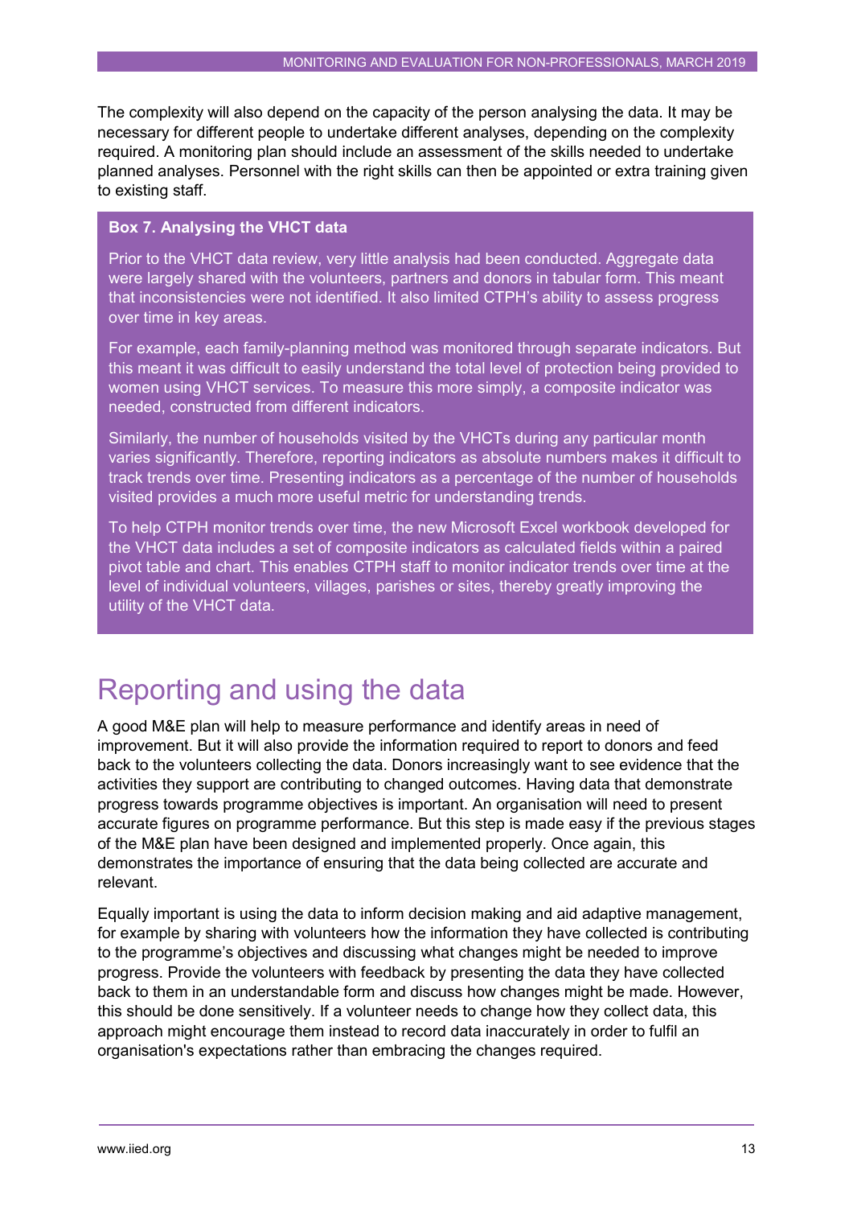The complexity will also depend on the capacity of the person analysing the data. It may be necessary for different people to undertake different analyses, depending on the complexity required. A monitoring plan should include an assessment of the skills needed to undertake planned analyses. Personnel with the right skills can then be appointed or extra training given to existing staff.

> **Box 7. Analysing the VHCT data**
>
> Prior to the VHCT data review, very little analysis had been conducted. Aggregate data were largely shared with the volunteers, partners and donors in tabular form. This meant that inconsistencies were not identified. It also limited CTPH's ability to assess progress over time in key areas.
>
> For example, each family-planning method was monitored through separate indicators. But this meant it was difficult to easily understand the total level of protection being provided to women using VHCT services. To measure this more simply, a composite indicator was needed, constructed from different indicators.
>
> Similarly, the number of households visited by the VHCTs during any particular month varies significantly. Therefore, reporting indicators as absolute numbers makes it difficult to track trends over time. Presenting indicators as a percentage of the number of households visited provides a much more useful metric for understanding trends.
>
> To help CTPH monitor trends over time, the new Microsoft Excel workbook developed for the VHCT data includes a set of composite indicators as calculated fields within a paired pivot table and chart. This enables CTPH staff to monitor indicator trends over time at the level of individual volunteers, villages, parishes or sites, thereby greatly improving the utility of the VHCT data.

# Reporting and using the data

A good M&E plan will help to measure performance and identify areas in need of improvement. But it will also provide the information required to report to donors and feed back to the volunteers collecting the data. Donors increasingly want to see evidence that the activities they support are contributing to changed outcomes. Having data that demonstrate progress towards programme objectives is important. An organisation will need to present accurate figures on programme performance. But this step is made easy if the previous stages of the M&E plan have been designed and implemented properly. Once again, this demonstrates the importance of ensuring that the data being collected are accurate and relevant.

Equally important is using the data to inform decision making and aid adaptive management, for example by sharing with volunteers how the information they have collected is contributing to the programme's objectives and discussing what changes might be needed to improve progress. Provide the volunteers with feedback by presenting the data they have collected back to them in an understandable form and discuss how changes might be made. However, this should be done sensitively. If a volunteer needs to change how they collect data, this approach might encourage them instead to record data inaccurately in order to fulfil an organisation's expectations rather than embracing the changes required.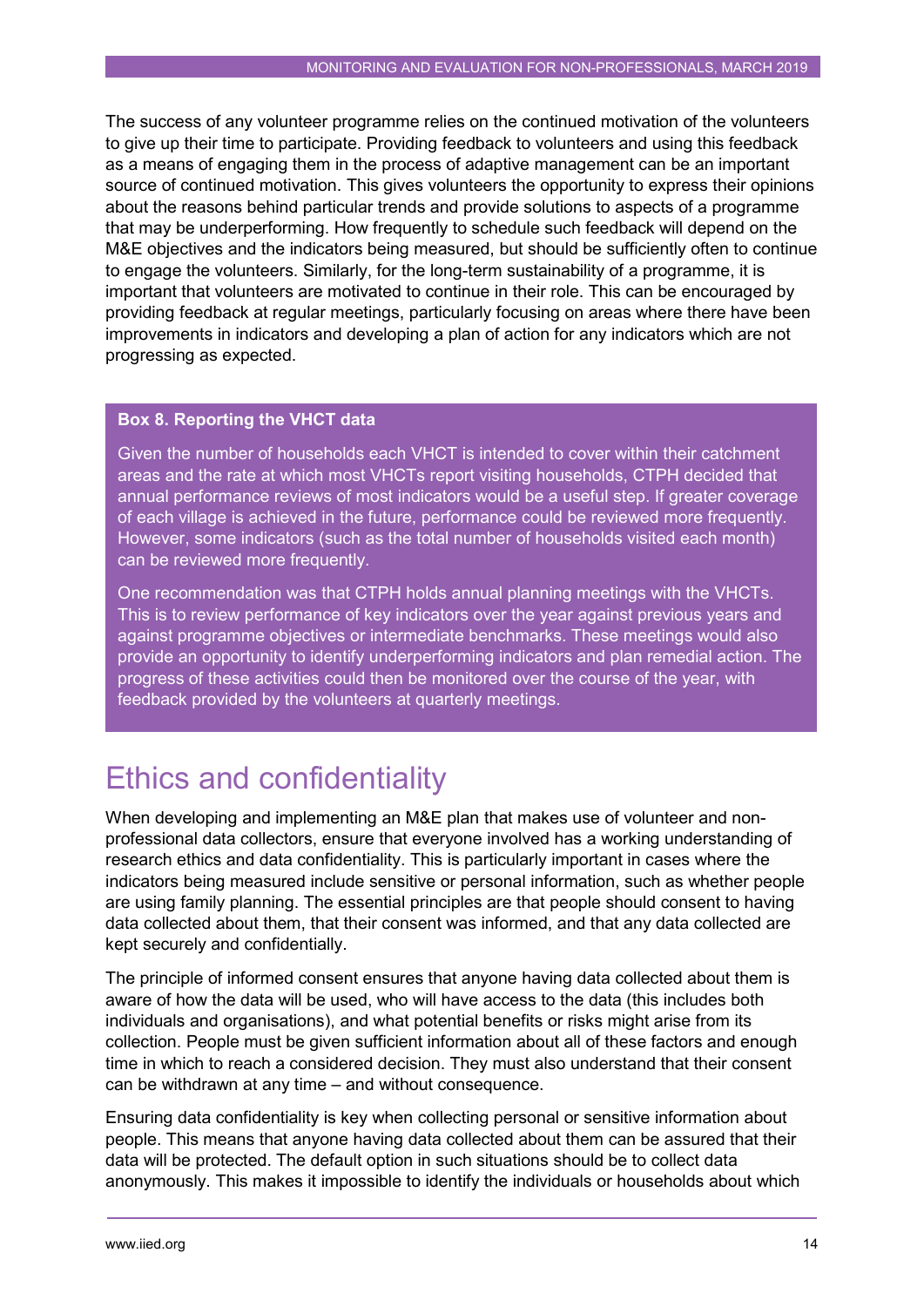The success of any volunteer programme relies on the continued motivation of the volunteers to give up their time to participate. Providing feedback to volunteers and using this feedback as a means of engaging them in the process of adaptive management can be an important source of continued motivation. This gives volunteers the opportunity to express their opinions about the reasons behind particular trends and provide solutions to aspects of a programme that may be underperforming. How frequently to schedule such feedback will depend on the M&E objectives and the indicators being measured, but should be sufficiently often to continue to engage the volunteers. Similarly, for the long-term sustainability of a programme, it is important that volunteers are motivated to continue in their role. This can be encouraged by providing feedback at regular meetings, particularly focusing on areas where there have been improvements in indicators and developing a plan of action for any indicators which are not progressing as expected.

> **Box 8. Reporting the VHCT data**
>
> Given the number of households each VHCT is intended to cover within their catchment areas and the rate at which most VHCTs report visiting households, CTPH decided that annual performance reviews of most indicators would be a useful step. If greater coverage of each village is achieved in the future, performance could be reviewed more frequently. However, some indicators (such as the total number of households visited each month) can be reviewed more frequently.
>
> One recommendation was that CTPH holds annual planning meetings with the VHCTs. This is to review performance of key indicators over the year against previous years and against programme objectives or intermediate benchmarks. These meetings would also provide an opportunity to identify underperforming indicators and plan remedial action. The progress of these activities could then be monitored over the course of the year, with feedback provided by the volunteers at quarterly meetings.

# Ethics and confidentiality

When developing and implementing an M&E plan that makes use of volunteer and non-professional data collectors, ensure that everyone involved has a working understanding of research ethics and data confidentiality. This is particularly important in cases where the indicators being measured include sensitive or personal information, such as whether people are using family planning. The essential principles are that people should consent to having data collected about them, that their consent was informed, and that any data collected are kept securely and confidentially.

The principle of informed consent ensures that anyone having data collected about them is aware of how the data will be used, who will have access to the data (this includes both individuals and organisations), and what potential benefits or risks might arise from its collection. People must be given sufficient information about all of these factors and enough time in which to reach a considered decision. They must also understand that their consent can be withdrawn at any time – and without consequence.

Ensuring data confidentiality is key when collecting personal or sensitive information about people. This means that anyone having data collected about them can be assured that their data will be protected. The default option in such situations should be to collect data anonymously. This makes it impossible to identify the individuals or households about which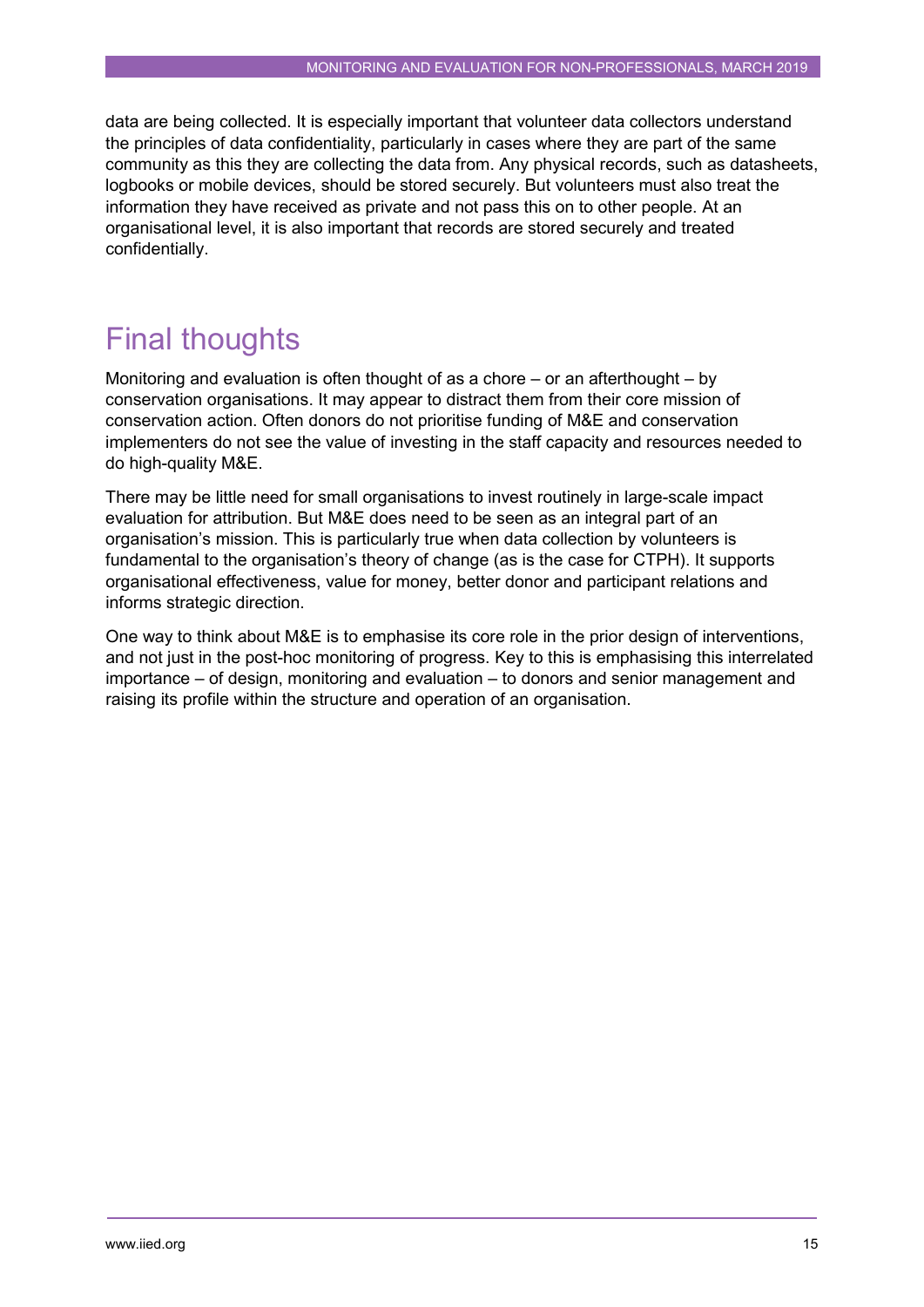data are being collected. It is especially important that volunteer data collectors understand the principles of data confidentiality, particularly in cases where they are part of the same community as this they are collecting the data from. Any physical records, such as datasheets, logbooks or mobile devices, should be stored securely. But volunteers must also treat the information they have received as private and not pass this on to other people. At an organisational level, it is also important that records are stored securely and treated confidentially.

# Final thoughts

Monitoring and evaluation is often thought of as a chore – or an afterthought – by conservation organisations. It may appear to distract them from their core mission of conservation action. Often donors do not prioritise funding of M&E and conservation implementers do not see the value of investing in the staff capacity and resources needed to do high-quality M&E.

There may be little need for small organisations to invest routinely in large-scale impact evaluation for attribution. But M&E does need to be seen as an integral part of an organisation's mission. This is particularly true when data collection by volunteers is fundamental to the organisation's theory of change (as is the case for CTPH). It supports organisational effectiveness, value for money, better donor and participant relations and informs strategic direction.

One way to think about M&E is to emphasise its core role in the prior design of interventions, and not just in the post-hoc monitoring of progress. Key to this is emphasising this interrelated importance – of design, monitoring and evaluation – to donors and senior management and raising its profile within the structure and operation of an organisation.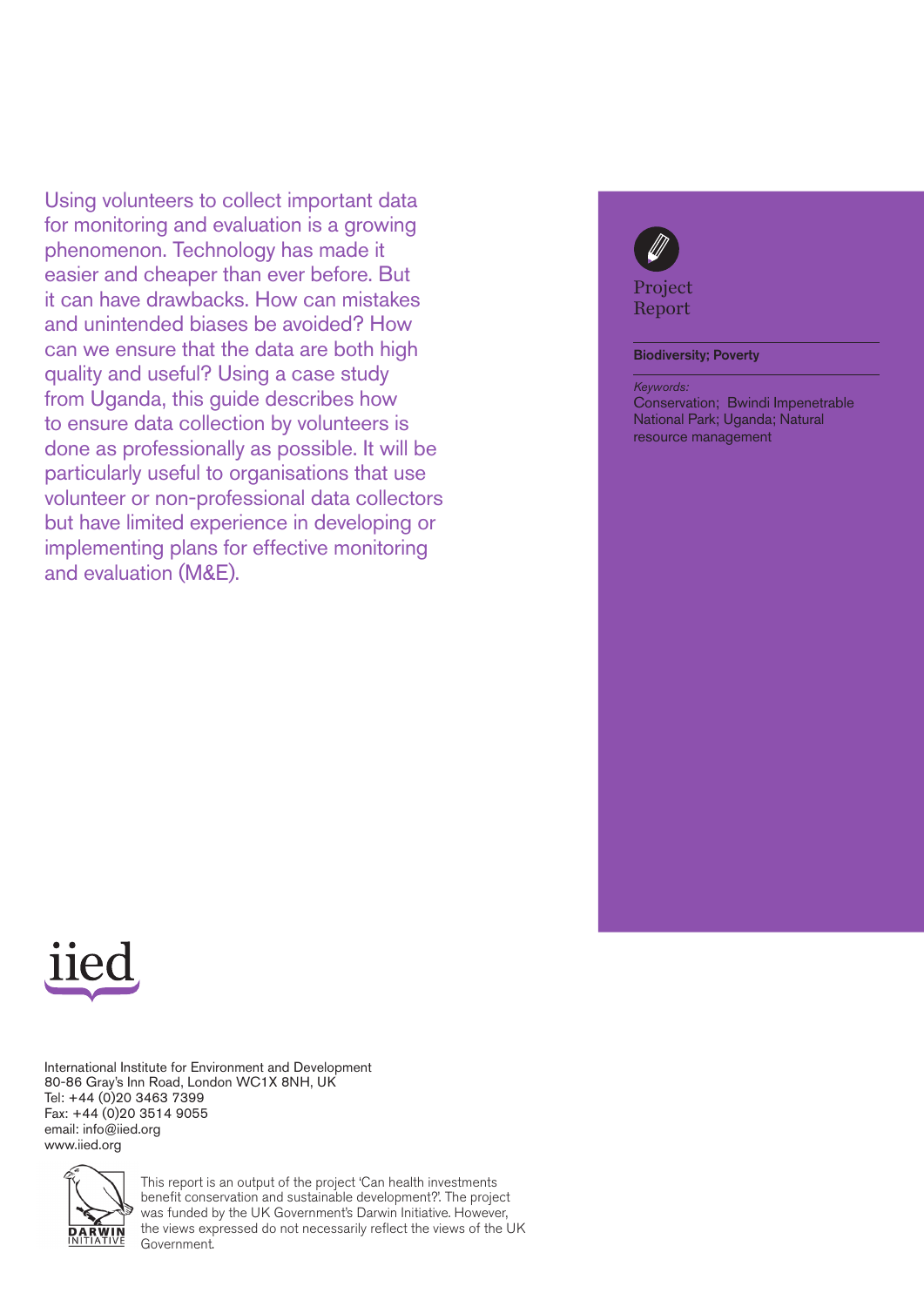Using volunteers to collect important data for monitoring and evaluation is a growing phenomenon. Technology has made it easier and cheaper than ever before. But it can have drawbacks. How can mistakes and unintended biases be avoided? How can we ensure that the data are both high quality and useful? Using a case study from Uganda, this guide describes how to ensure data collection by volunteers is done as professionally as possible. It will be particularly useful to organisations that use volunteer or non-professional data collectors but have limited experience in developing or implementing plans for effective monitoring and evaluation (M&E).

Project Report

**Biodiversity; Poverty**

*Keywords:*
Conservation; Bwindi Impenetrable National Park; Uganda; Natural resource management

iied

International Institute for Environment and Development
80-86 Gray's Inn Road, London WC1X 8NH, UK
Tel: +44 (0)20 3463 7399
Fax: +44 (0)20 3514 9055
email: info@iied.org
www.iied.org

DARWIN INITIATIVE

This report is an output of the project 'Can health investments benefit conservation and sustainable development?'. The project was funded by the UK Government's Darwin Initiative. However, the views expressed do not necessarily reflect the views of the UK Government.